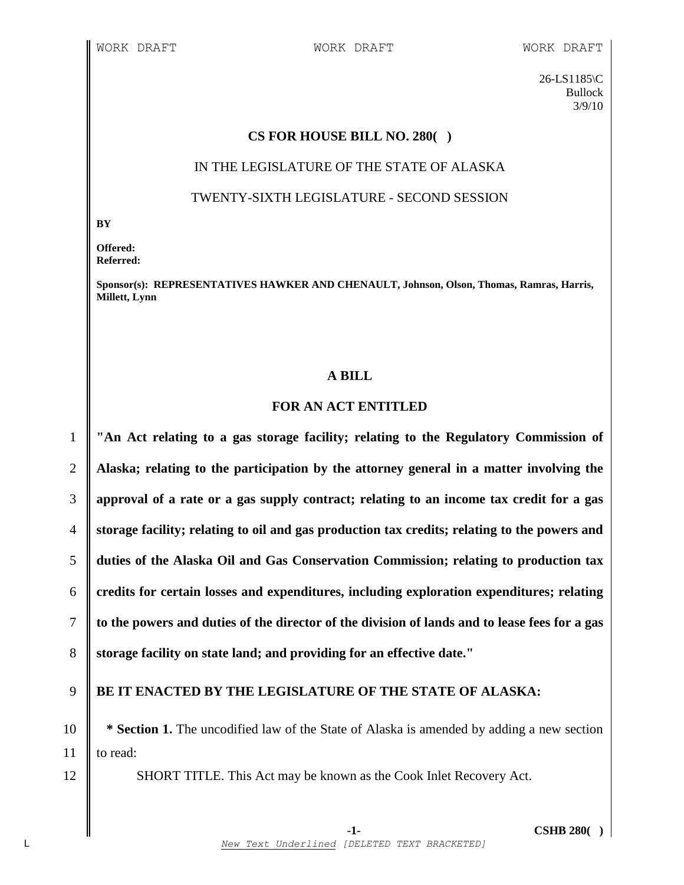WORK DRAFT WORK DRAFT WORK DRAFT

26-LS1185\C
Bullock
3/9/10

**CS FOR HOUSE BILL NO. 280( )**

IN THE LEGISLATURE OF THE STATE OF ALASKA

TWENTY-SIXTH LEGISLATURE - SECOND SESSION

**BY**

**Offered:**
**Referred:**

**Sponsor(s): REPRESENTATIVES HAWKER AND CHENAULT, Johnson, Olson, Thomas, Ramras, Harris, Millett, Lynn**

**A BILL**

**FOR AN ACT ENTITLED**

1 **"An Act relating to a gas storage facility; relating to the Regulatory Commission of**
2 **Alaska; relating to the participation by the attorney general in a matter involving the**
3 **approval of a rate or a gas supply contract; relating to an income tax credit for a gas**
4 **storage facility; relating to oil and gas production tax credits; relating to the powers and**
5 **duties of the Alaska Oil and Gas Conservation Commission; relating to production tax**
6 **credits for certain losses and expenditures, including exploration expenditures; relating**
7 **to the powers and duties of the director of the division of lands and to lease fees for a gas**
8 **storage facility on state land; and providing for an effective date."**

9 **BE IT ENACTED BY THE LEGISLATURE OF THE STATE OF ALASKA:**

10 **\* Section 1.** The uncodified law of the State of Alaska is amended by adding a new section
11 to read:
12 SHORT TITLE. This Act may be known as the Cook Inlet Recovery Act.

*New Text Underlined* [DELETED TEXT BRACKETED]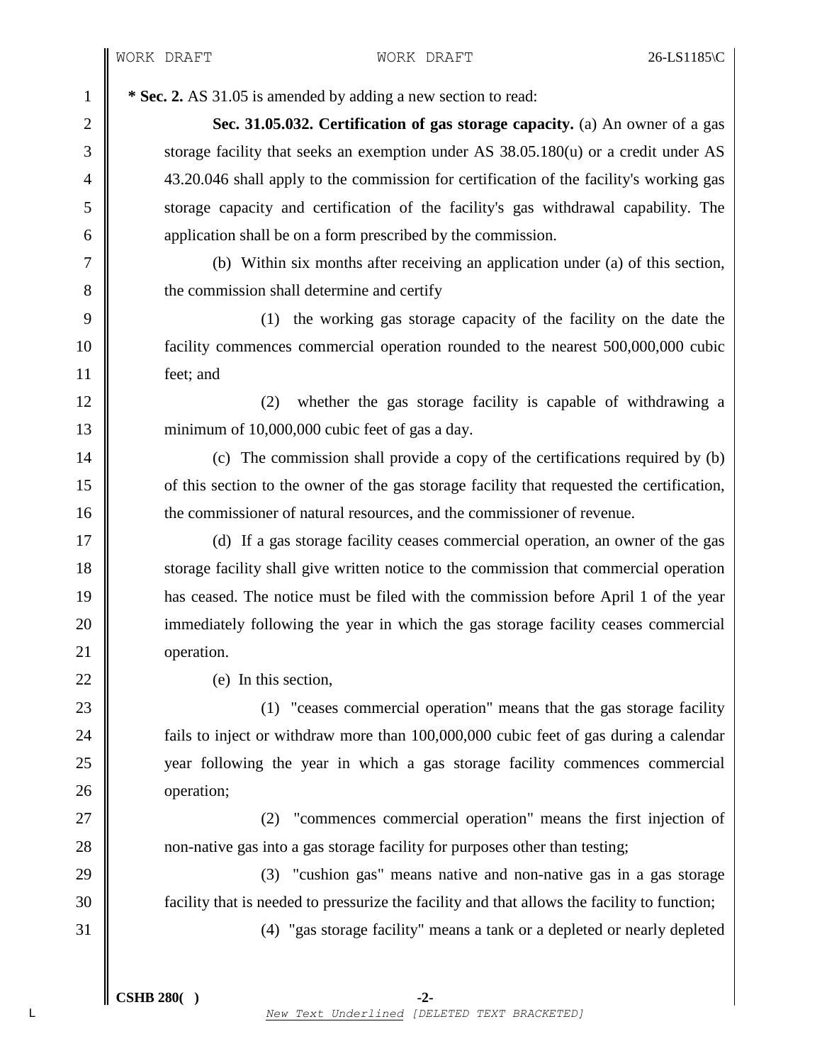**\* Sec. 2.** AS 31.05 is amended by adding a new section to read:

**Sec. 31.05.032. Certification of gas storage capacity.** (a) An owner of a gas storage facility that seeks an exemption under AS 38.05.180(u) or a credit under AS 43.20.046 shall apply to the commission for certification of the facility's working gas storage capacity and certification of the facility's gas withdrawal capability. The application shall be on a form prescribed by the commission.

(b) Within six months after receiving an application under (a) of this section, the commission shall determine and certify

(1) the working gas storage capacity of the facility on the date the facility commences commercial operation rounded to the nearest 500,000,000 cubic feet; and

(2) whether the gas storage facility is capable of withdrawing a minimum of 10,000,000 cubic feet of gas a day.

(c) The commission shall provide a copy of the certifications required by (b) of this section to the owner of the gas storage facility that requested the certification, the commissioner of natural resources, and the commissioner of revenue.

(d) If a gas storage facility ceases commercial operation, an owner of the gas storage facility shall give written notice to the commission that commercial operation has ceased. The notice must be filed with the commission before April 1 of the year immediately following the year in which the gas storage facility ceases commercial operation.

(e) In this section,

(1) "ceases commercial operation" means that the gas storage facility fails to inject or withdraw more than 100,000,000 cubic feet of gas during a calendar year following the year in which a gas storage facility commences commercial operation;

(2) "commences commercial operation" means the first injection of non-native gas into a gas storage facility for purposes other than testing;

(3) "cushion gas" means native and non-native gas in a gas storage facility that is needed to pressurize the facility and that allows the facility to function;

(4) "gas storage facility" means a tank or a depleted or nearly depleted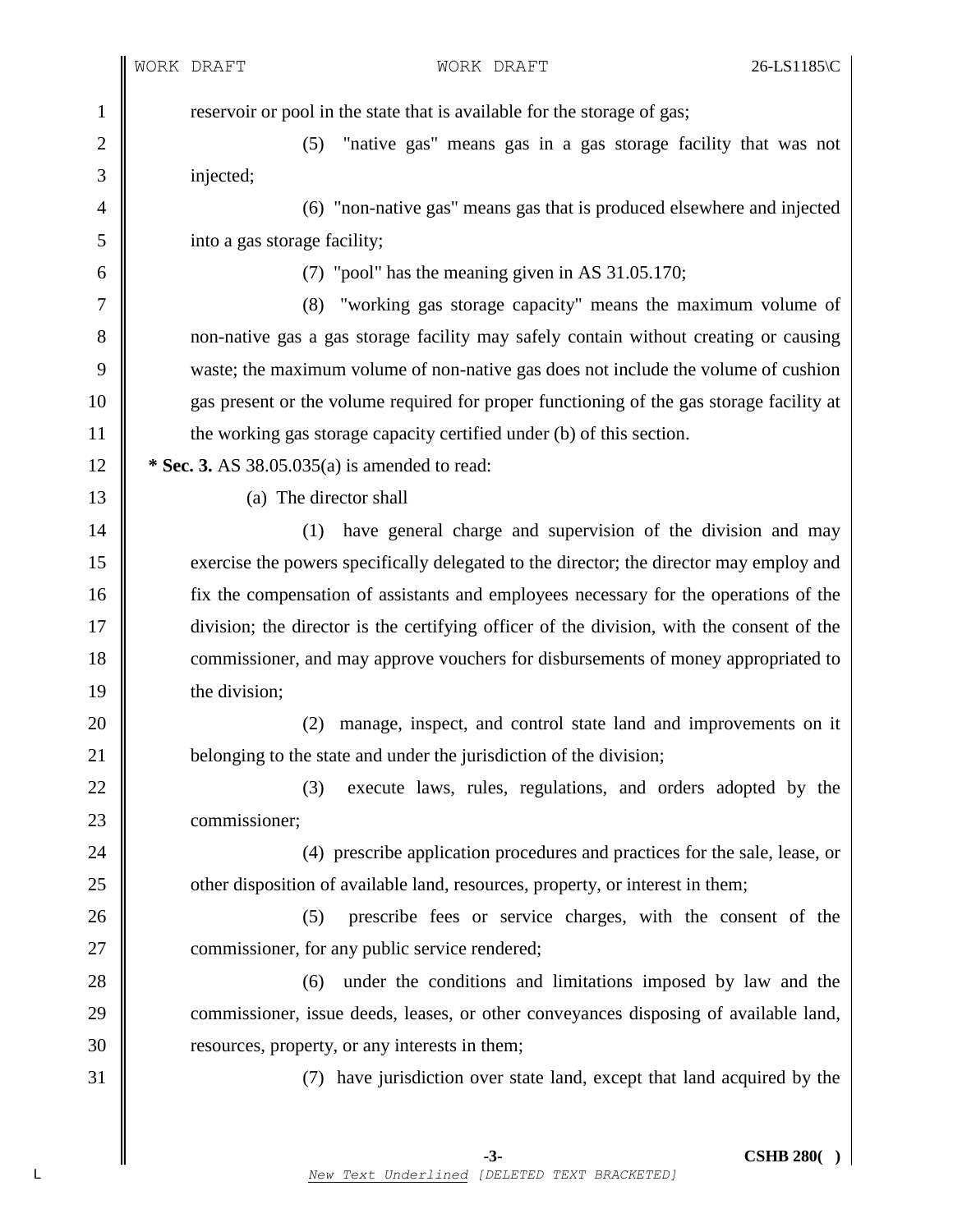reservoir or pool in the state that is available for the storage of gas;

(5) "native gas" means gas in a gas storage facility that was not injected;

(6) "non-native gas" means gas that is produced elsewhere and injected into a gas storage facility;

(7) "pool" has the meaning given in AS 31.05.170;

(8) "working gas storage capacity" means the maximum volume of non-native gas a gas storage facility may safely contain without creating or causing waste; the maximum volume of non-native gas does not include the volume of cushion gas present or the volume required for proper functioning of the gas storage facility at the working gas storage capacity certified under (b) of this section.

**\* Sec. 3.** AS 38.05.035(a) is amended to read:

(a) The director shall

(1) have general charge and supervision of the division and may exercise the powers specifically delegated to the director; the director may employ and fix the compensation of assistants and employees necessary for the operations of the division; the director is the certifying officer of the division, with the consent of the commissioner, and may approve vouchers for disbursements of money appropriated to the division;

(2) manage, inspect, and control state land and improvements on it belonging to the state and under the jurisdiction of the division;

(3) execute laws, rules, regulations, and orders adopted by the commissioner;

(4) prescribe application procedures and practices for the sale, lease, or other disposition of available land, resources, property, or interest in them;

(5) prescribe fees or service charges, with the consent of the commissioner, for any public service rendered;

(6) under the conditions and limitations imposed by law and the commissioner, issue deeds, leases, or other conveyances disposing of available land, resources, property, or any interests in them;

(7) have jurisdiction over state land, except that land acquired by the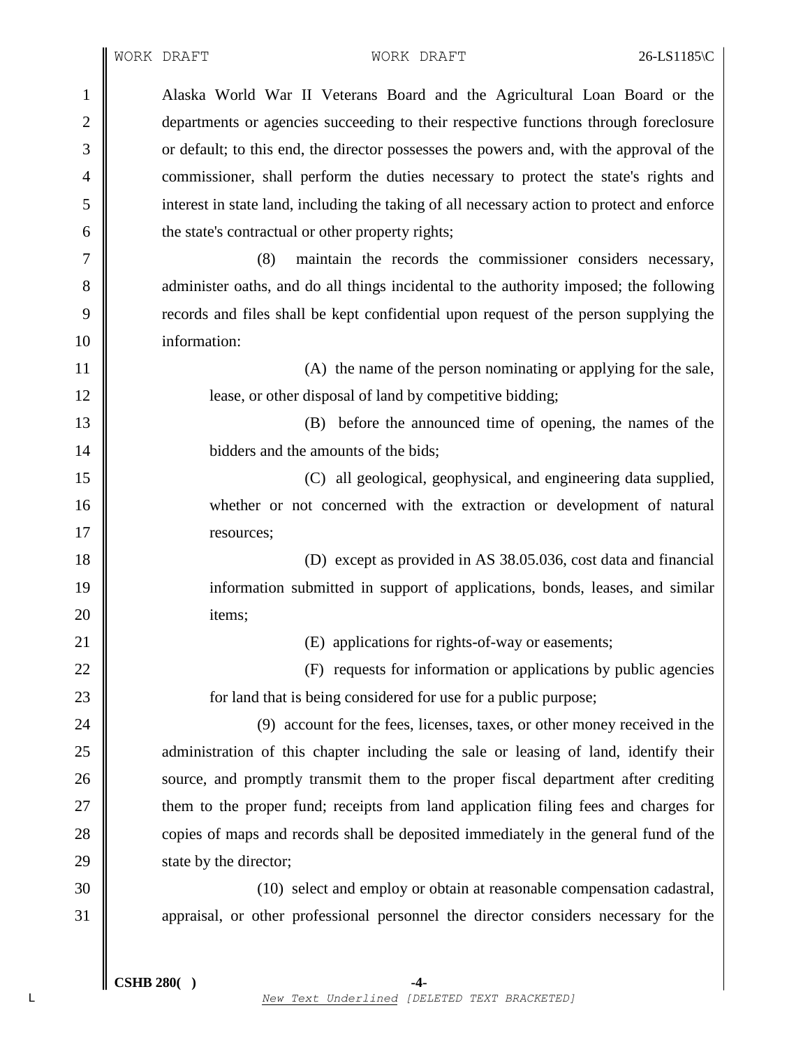Alaska World War II Veterans Board and the Agricultural Loan Board or the departments or agencies succeeding to their respective functions through foreclosure or default; to this end, the director possesses the powers and, with the approval of the commissioner, shall perform the duties necessary to protect the state's rights and interest in state land, including the taking of all necessary action to protect and enforce the state's contractual or other property rights;

(8) maintain the records the commissioner considers necessary, administer oaths, and do all things incidental to the authority imposed; the following records and files shall be kept confidential upon request of the person supplying the information:

(A) the name of the person nominating or applying for the sale, lease, or other disposal of land by competitive bidding;

(B) before the announced time of opening, the names of the bidders and the amounts of the bids;

(C) all geological, geophysical, and engineering data supplied, whether or not concerned with the extraction or development of natural resources;

(D) except as provided in AS 38.05.036, cost data and financial information submitted in support of applications, bonds, leases, and similar items;

(E) applications for rights-of-way or easements;

(F) requests for information or applications by public agencies for land that is being considered for use for a public purpose;

(9) account for the fees, licenses, taxes, or other money received in the administration of this chapter including the sale or leasing of land, identify their source, and promptly transmit them to the proper fiscal department after crediting them to the proper fund; receipts from land application filing fees and charges for copies of maps and records shall be deposited immediately in the general fund of the state by the director;

(10) select and employ or obtain at reasonable compensation cadastral, appraisal, or other professional personnel the director considers necessary for the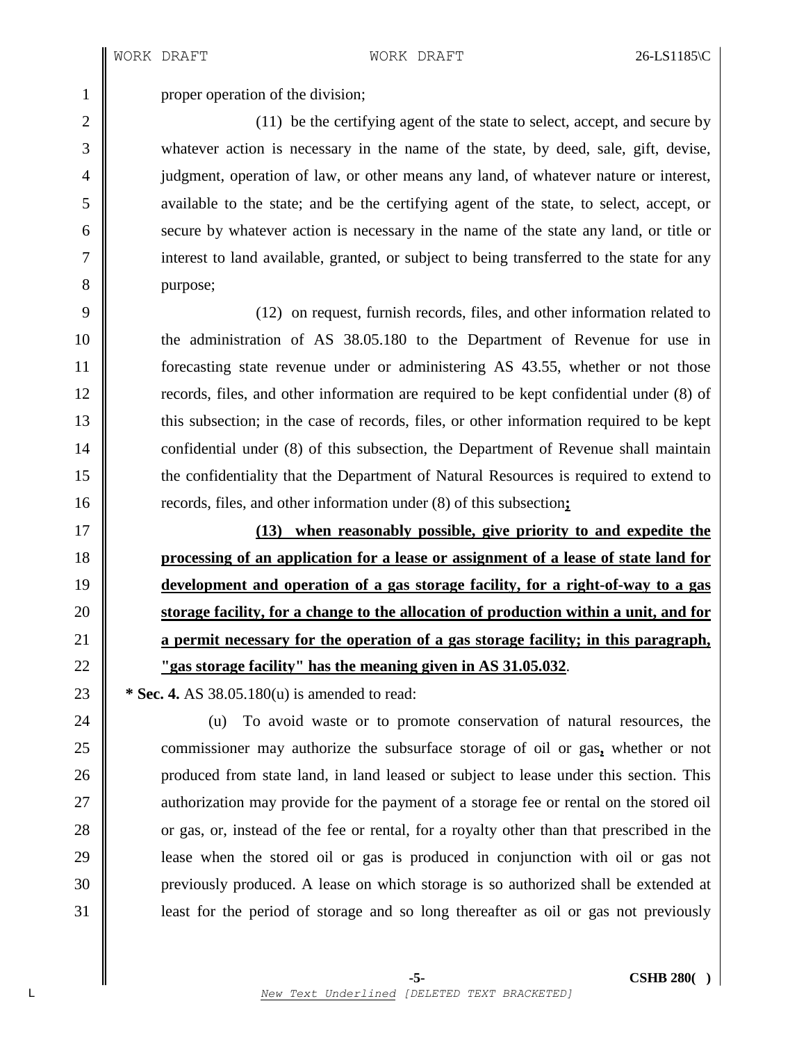proper operation of the division;

(11) be the certifying agent of the state to select, accept, and secure by whatever action is necessary in the name of the state, by deed, sale, gift, devise, judgment, operation of law, or other means any land, of whatever nature or interest, available to the state; and be the certifying agent of the state, to select, accept, or secure by whatever action is necessary in the name of the state any land, or title or interest to land available, granted, or subject to being transferred to the state for any purpose;

(12) on request, furnish records, files, and other information related to the administration of AS 38.05.180 to the Department of Revenue for use in forecasting state revenue under or administering AS 43.55, whether or not those records, files, and other information are required to be kept confidential under (8) of this subsection; in the case of records, files, or other information required to be kept confidential under (8) of this subsection, the Department of Revenue shall maintain the confidentiality that the Department of Natural Resources is required to extend to records, files, and other information under (8) of this subsection**;**

**(13) when reasonably possible, give priority to and expedite the processing of an application for a lease or assignment of a lease of state land for development and operation of a gas storage facility, for a right-of-way to a gas storage facility, for a change to the allocation of production within a unit, and for a permit necessary for the operation of a gas storage facility; in this paragraph, "gas storage facility" has the meaning given in AS 31.05.032**.

**\* Sec. 4.** AS 38.05.180(u) is amended to read:

(u) To avoid waste or to promote conservation of natural resources, the commissioner may authorize the subsurface storage of oil or gas**,** whether or not produced from state land, in land leased or subject to lease under this section. This authorization may provide for the payment of a storage fee or rental on the stored oil or gas, or, instead of the fee or rental, for a royalty other than that prescribed in the lease when the stored oil or gas is produced in conjunction with oil or gas not previously produced. A lease on which storage is so authorized shall be extended at least for the period of storage and so long thereafter as oil or gas not previously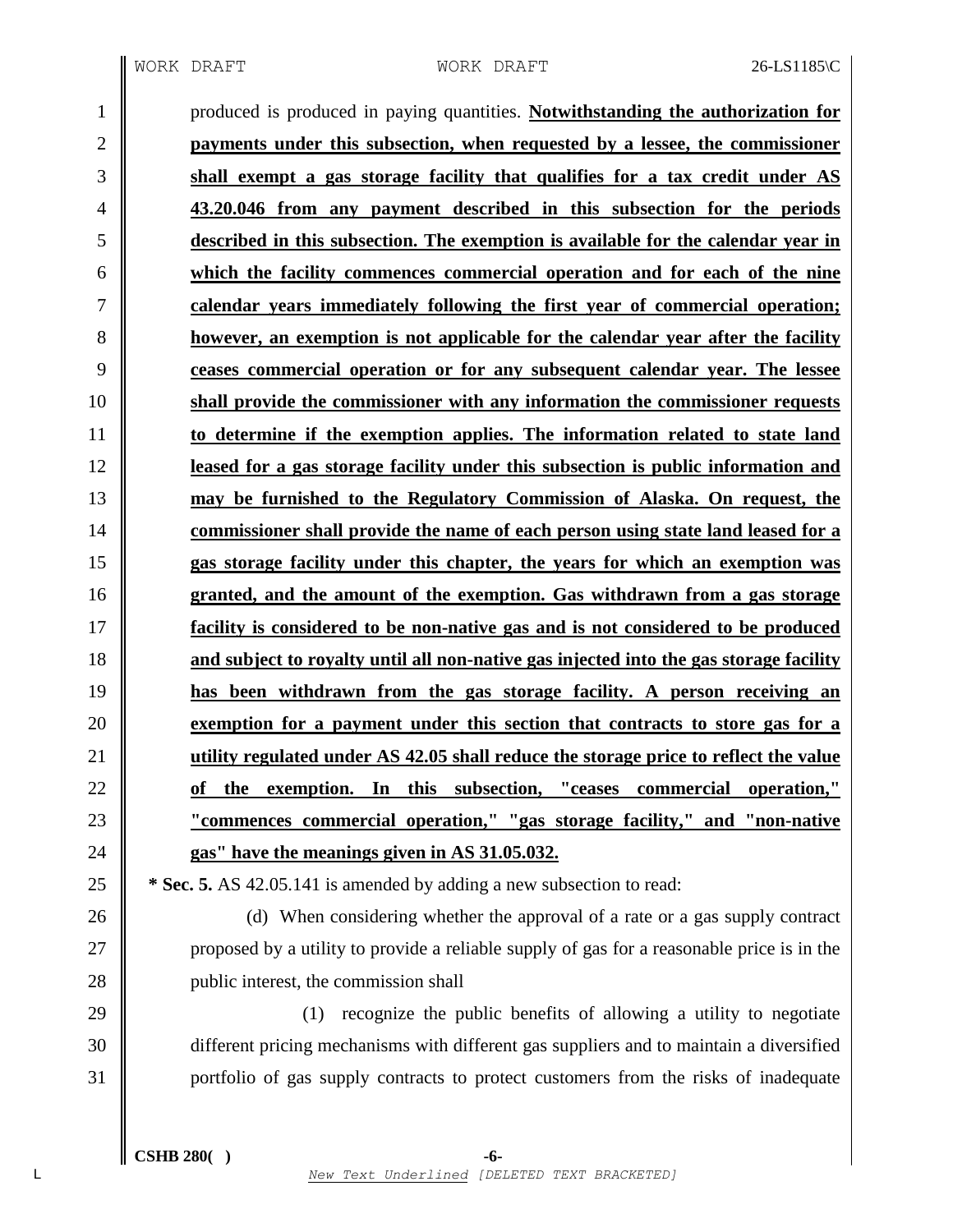produced is produced in paying quantities. **Notwithstanding the authorization for payments under this subsection, when requested by a lessee, the commissioner shall exempt a gas storage facility that qualifies for a tax credit under AS 43.20.046 from any payment described in this subsection for the periods described in this subsection. The exemption is available for the calendar year in which the facility commences commercial operation and for each of the nine calendar years immediately following the first year of commercial operation; however, an exemption is not applicable for the calendar year after the facility ceases commercial operation or for any subsequent calendar year. The lessee shall provide the commissioner with any information the commissioner requests to determine if the exemption applies. The information related to state land leased for a gas storage facility under this subsection is public information and may be furnished to the Regulatory Commission of Alaska. On request, the commissioner shall provide the name of each person using state land leased for a gas storage facility under this chapter, the years for which an exemption was granted, and the amount of the exemption. Gas withdrawn from a gas storage facility is considered to be non-native gas and is not considered to be produced and subject to royalty until all non-native gas injected into the gas storage facility has been withdrawn from the gas storage facility. A person receiving an exemption for a payment under this section that contracts to store gas for a utility regulated under AS 42.05 shall reduce the storage price to reflect the value of the exemption. In this subsection, "ceases commercial operation," "commences commercial operation," "gas storage facility," and "non-native gas" have the meanings given in AS 31.05.032.**

**\* Sec. 5.** AS 42.05.141 is amended by adding a new subsection to read:

(d) When considering whether the approval of a rate or a gas supply contract proposed by a utility to provide a reliable supply of gas for a reasonable price is in the public interest, the commission shall

(1) recognize the public benefits of allowing a utility to negotiate different pricing mechanisms with different gas suppliers and to maintain a diversified portfolio of gas supply contracts to protect customers from the risks of inadequate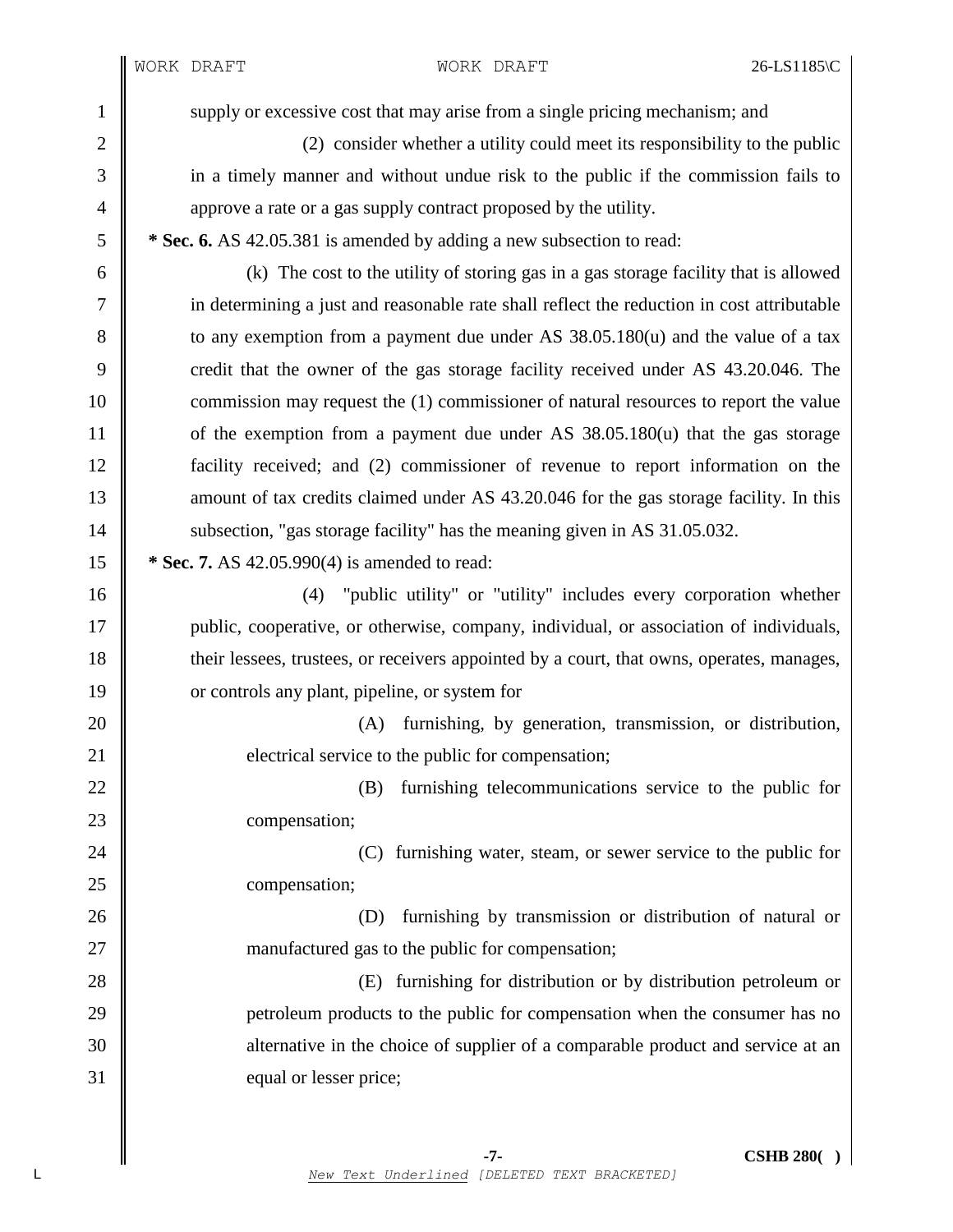supply or excessive cost that may arise from a single pricing mechanism; and

(2) consider whether a utility could meet its responsibility to the public in a timely manner and without undue risk to the public if the commission fails to approve a rate or a gas supply contract proposed by the utility.

**\* Sec. 6.** AS 42.05.381 is amended by adding a new subsection to read:

(k) The cost to the utility of storing gas in a gas storage facility that is allowed in determining a just and reasonable rate shall reflect the reduction in cost attributable to any exemption from a payment due under AS 38.05.180(u) and the value of a tax credit that the owner of the gas storage facility received under AS 43.20.046. The commission may request the (1) commissioner of natural resources to report the value of the exemption from a payment due under AS 38.05.180(u) that the gas storage facility received; and (2) commissioner of revenue to report information on the amount of tax credits claimed under AS 43.20.046 for the gas storage facility. In this subsection, "gas storage facility" has the meaning given in AS 31.05.032.

**\* Sec. 7.** AS 42.05.990(4) is amended to read:

(4) "public utility" or "utility" includes every corporation whether public, cooperative, or otherwise, company, individual, or association of individuals, their lessees, trustees, or receivers appointed by a court, that owns, operates, manages, or controls any plant, pipeline, or system for

(A) furnishing, by generation, transmission, or distribution, electrical service to the public for compensation;

(B) furnishing telecommunications service to the public for compensation;

(C) furnishing water, steam, or sewer service to the public for compensation;

(D) furnishing by transmission or distribution of natural or manufactured gas to the public for compensation;

(E) furnishing for distribution or by distribution petroleum or petroleum products to the public for compensation when the consumer has no alternative in the choice of supplier of a comparable product and service at an equal or lesser price;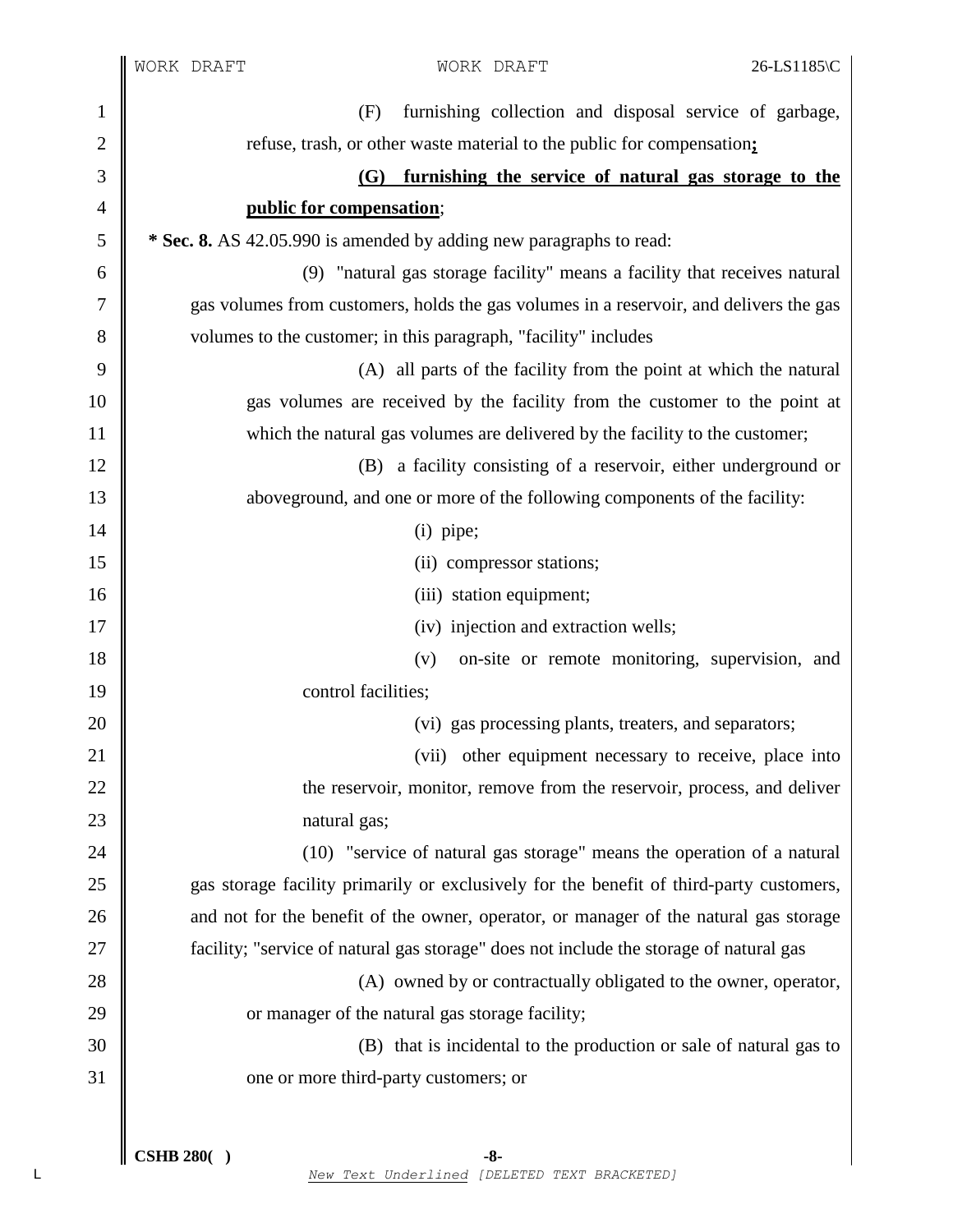(F) furnishing collection and disposal service of garbage, refuse, trash, or other waste material to the public for compensation**;**

**(G) furnishing the service of natural gas storage to the public for compensation**;

**\* Sec. 8.** AS 42.05.990 is amended by adding new paragraphs to read:

(9) "natural gas storage facility" means a facility that receives natural gas volumes from customers, holds the gas volumes in a reservoir, and delivers the gas volumes to the customer; in this paragraph, "facility" includes

(A) all parts of the facility from the point at which the natural gas volumes are received by the facility from the customer to the point at which the natural gas volumes are delivered by the facility to the customer;

(B) a facility consisting of a reservoir, either underground or aboveground, and one or more of the following components of the facility:

(i) pipe;

(ii) compressor stations;

(iii) station equipment;

(iv) injection and extraction wells;

(v) on-site or remote monitoring, supervision, and control facilities;

(vi) gas processing plants, treaters, and separators;

(vii) other equipment necessary to receive, place into the reservoir, monitor, remove from the reservoir, process, and deliver natural gas;

(10) "service of natural gas storage" means the operation of a natural gas storage facility primarily or exclusively for the benefit of third-party customers, and not for the benefit of the owner, operator, or manager of the natural gas storage facility; "service of natural gas storage" does not include the storage of natural gas

(A) owned by or contractually obligated to the owner, operator, or manager of the natural gas storage facility;

(B) that is incidental to the production or sale of natural gas to one or more third-party customers; or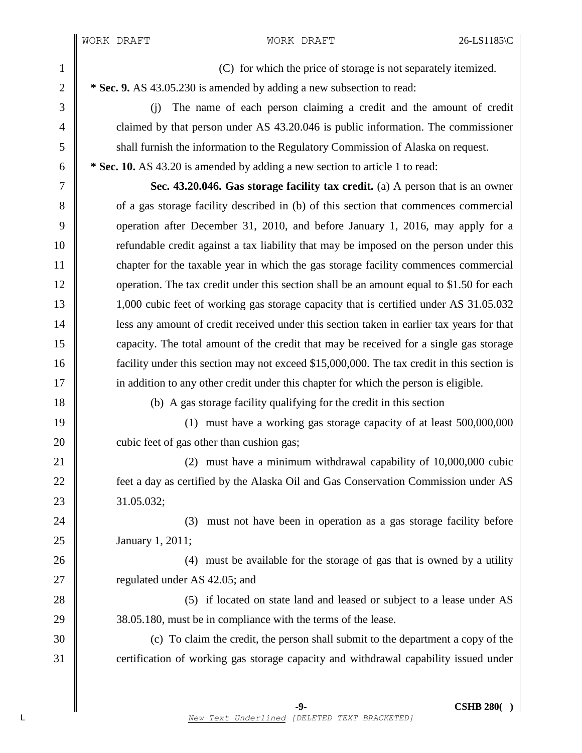(C) for which the price of storage is not separately itemized.

**\* Sec. 9.** AS 43.05.230 is amended by adding a new subsection to read:

(j) The name of each person claiming a credit and the amount of credit claimed by that person under AS 43.20.046 is public information. The commissioner shall furnish the information to the Regulatory Commission of Alaska on request.

**\* Sec. 10.** AS 43.20 is amended by adding a new section to article 1 to read:

**Sec. 43.20.046. Gas storage facility tax credit.** (a) A person that is an owner of a gas storage facility described in (b) of this section that commences commercial operation after December 31, 2010, and before January 1, 2016, may apply for a refundable credit against a tax liability that may be imposed on the person under this chapter for the taxable year in which the gas storage facility commences commercial operation. The tax credit under this section shall be an amount equal to $1.50 for each 1,000 cubic feet of working gas storage capacity that is certified under AS 31.05.032 less any amount of credit received under this section taken in earlier tax years for that capacity. The total amount of the credit that may be received for a single gas storage facility under this section may not exceed $15,000,000. The tax credit in this section is in addition to any other credit under this chapter for which the person is eligible.

(b) A gas storage facility qualifying for the credit in this section

(1) must have a working gas storage capacity of at least 500,000,000 cubic feet of gas other than cushion gas;

(2) must have a minimum withdrawal capability of 10,000,000 cubic feet a day as certified by the Alaska Oil and Gas Conservation Commission under AS 31.05.032;

(3) must not have been in operation as a gas storage facility before January 1, 2011;

(4) must be available for the storage of gas that is owned by a utility regulated under AS 42.05; and

(5) if located on state land and leased or subject to a lease under AS 38.05.180, must be in compliance with the terms of the lease.

(c) To claim the credit, the person shall submit to the department a copy of the certification of working gas storage capacity and withdrawal capability issued under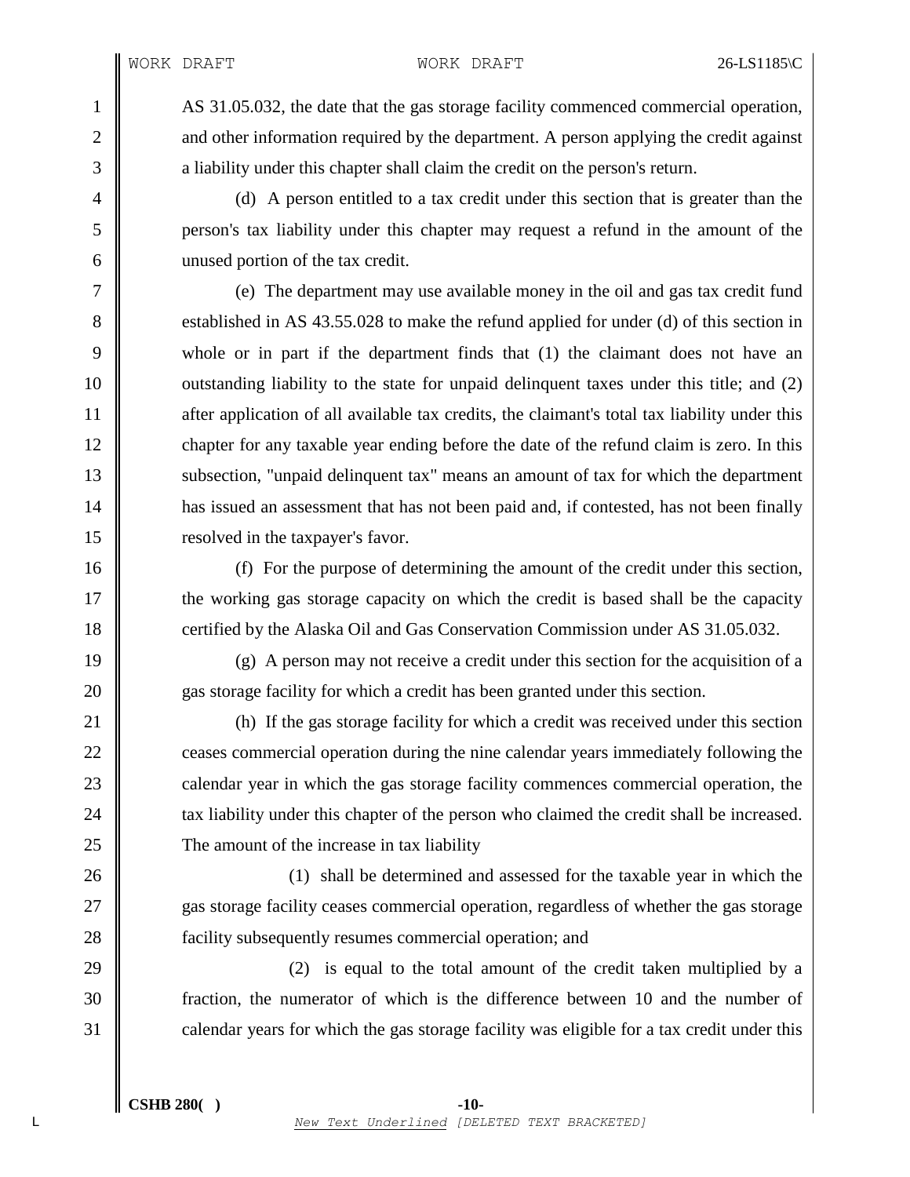AS 31.05.032, the date that the gas storage facility commenced commercial operation, and other information required by the department. A person applying the credit against a liability under this chapter shall claim the credit on the person's return.

(d) A person entitled to a tax credit under this section that is greater than the person's tax liability under this chapter may request a refund in the amount of the unused portion of the tax credit.

(e) The department may use available money in the oil and gas tax credit fund established in AS 43.55.028 to make the refund applied for under (d) of this section in whole or in part if the department finds that (1) the claimant does not have an outstanding liability to the state for unpaid delinquent taxes under this title; and (2) after application of all available tax credits, the claimant's total tax liability under this chapter for any taxable year ending before the date of the refund claim is zero. In this subsection, "unpaid delinquent tax" means an amount of tax for which the department has issued an assessment that has not been paid and, if contested, has not been finally resolved in the taxpayer's favor.

(f) For the purpose of determining the amount of the credit under this section, the working gas storage capacity on which the credit is based shall be the capacity certified by the Alaska Oil and Gas Conservation Commission under AS 31.05.032.

(g) A person may not receive a credit under this section for the acquisition of a gas storage facility for which a credit has been granted under this section.

(h) If the gas storage facility for which a credit was received under this section ceases commercial operation during the nine calendar years immediately following the calendar year in which the gas storage facility commences commercial operation, the tax liability under this chapter of the person who claimed the credit shall be increased. The amount of the increase in tax liability

(1) shall be determined and assessed for the taxable year in which the gas storage facility ceases commercial operation, regardless of whether the gas storage facility subsequently resumes commercial operation; and

(2) is equal to the total amount of the credit taken multiplied by a fraction, the numerator of which is the difference between 10 and the number of calendar years for which the gas storage facility was eligible for a tax credit under this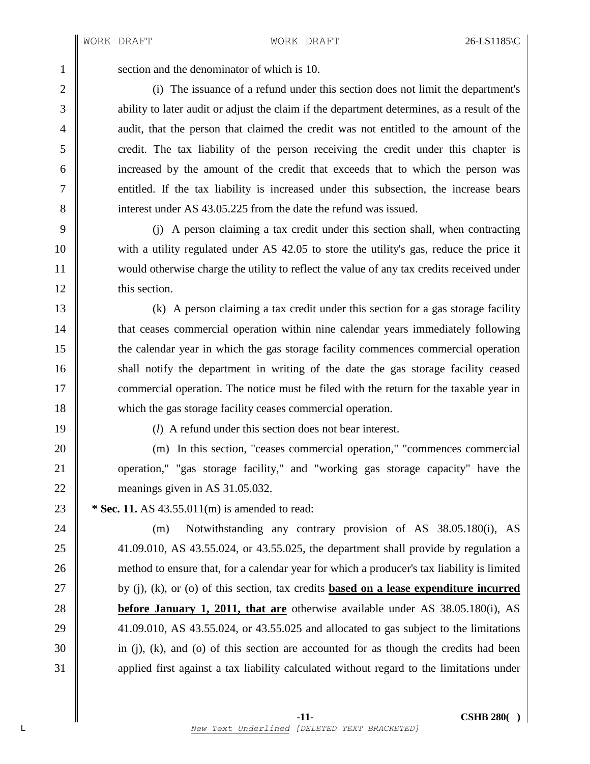section and the denominator of which is 10.

(i) The issuance of a refund under this section does not limit the department's ability to later audit or adjust the claim if the department determines, as a result of the audit, that the person that claimed the credit was not entitled to the amount of the credit. The tax liability of the person receiving the credit under this chapter is increased by the amount of the credit that exceeds that to which the person was entitled. If the tax liability is increased under this subsection, the increase bears interest under AS 43.05.225 from the date the refund was issued.

(j) A person claiming a tax credit under this section shall, when contracting with a utility regulated under AS 42.05 to store the utility's gas, reduce the price it would otherwise charge the utility to reflect the value of any tax credits received under this section.

(k) A person claiming a tax credit under this section for a gas storage facility that ceases commercial operation within nine calendar years immediately following the calendar year in which the gas storage facility commences commercial operation shall notify the department in writing of the date the gas storage facility ceased commercial operation. The notice must be filed with the return for the taxable year in which the gas storage facility ceases commercial operation.

(*l*) A refund under this section does not bear interest.

(m) In this section, "ceases commercial operation," "commences commercial operation," "gas storage facility," and "working gas storage capacity" have the meanings given in AS 31.05.032.

**\* Sec. 11.** AS 43.55.011(m) is amended to read:

(m) Notwithstanding any contrary provision of AS 38.05.180(i), AS 41.09.010, AS 43.55.024, or 43.55.025, the department shall provide by regulation a method to ensure that, for a calendar year for which a producer's tax liability is limited by (j), (k), or (o) of this section, tax credits <u>**based on a lease expenditure incurred before January 1, 2011, that are**</u> otherwise available under AS 38.05.180(i), AS 41.09.010, AS 43.55.024, or 43.55.025 and allocated to gas subject to the limitations in (j), (k), and (o) of this section are accounted for as though the credits had been applied first against a tax liability calculated without regard to the limitations under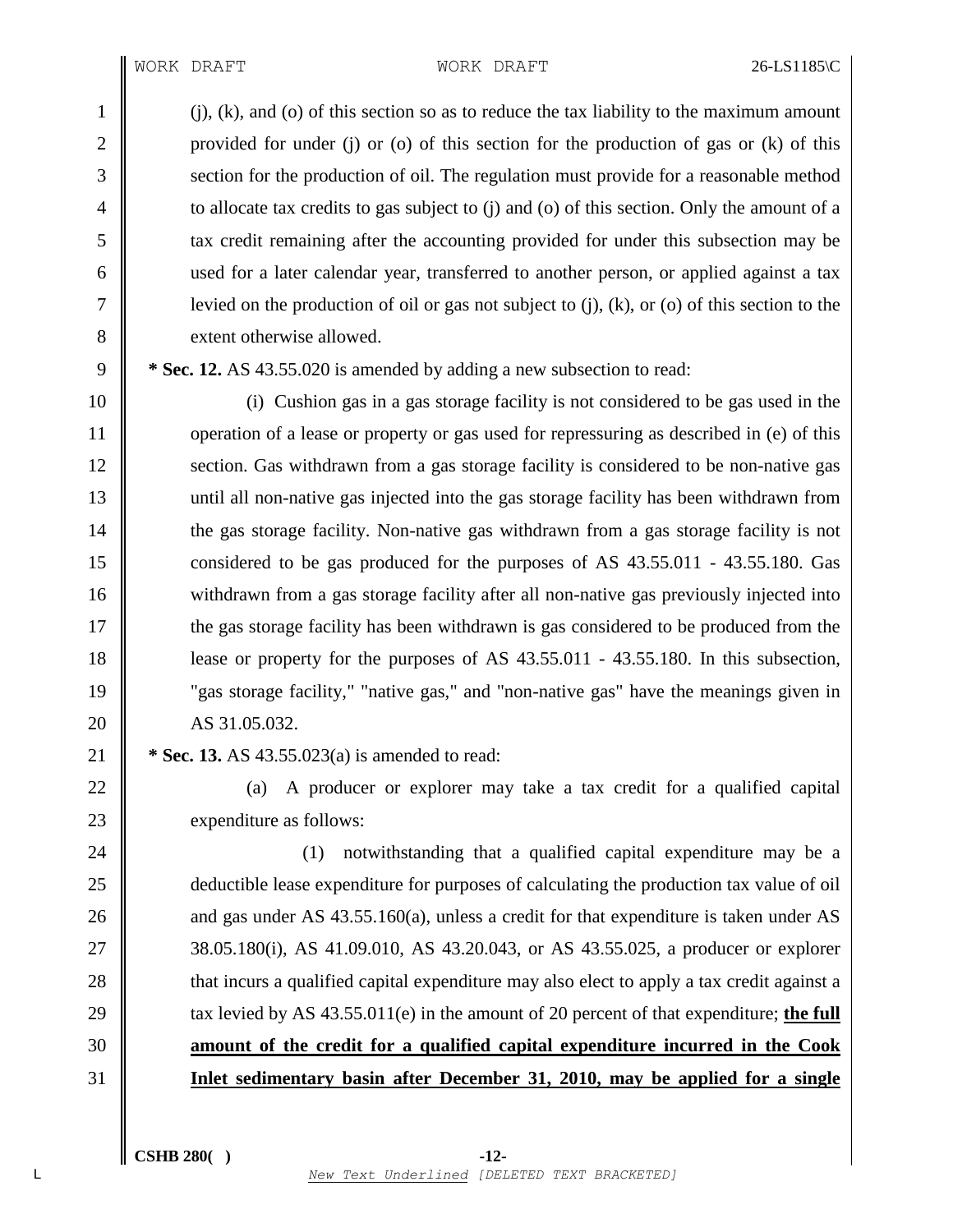(j), (k), and (o) of this section so as to reduce the tax liability to the maximum amount provided for under (j) or (o) of this section for the production of gas or (k) of this section for the production of oil. The regulation must provide for a reasonable method to allocate tax credits to gas subject to (j) and (o) of this section. Only the amount of a tax credit remaining after the accounting provided for under this subsection may be used for a later calendar year, transferred to another person, or applied against a tax levied on the production of oil or gas not subject to (j), (k), or (o) of this section to the extent otherwise allowed.

**\* Sec. 12.** AS 43.55.020 is amended by adding a new subsection to read:

(i) Cushion gas in a gas storage facility is not considered to be gas used in the operation of a lease or property or gas used for repressuring as described in (e) of this section. Gas withdrawn from a gas storage facility is considered to be non-native gas until all non-native gas injected into the gas storage facility has been withdrawn from the gas storage facility. Non-native gas withdrawn from a gas storage facility is not considered to be gas produced for the purposes of AS 43.55.011 - 43.55.180. Gas withdrawn from a gas storage facility after all non-native gas previously injected into the gas storage facility has been withdrawn is gas considered to be produced from the lease or property for the purposes of AS 43.55.011 - 43.55.180. In this subsection, "gas storage facility," "native gas," and "non-native gas" have the meanings given in AS 31.05.032.

**\* Sec. 13.** AS 43.55.023(a) is amended to read:

(a) A producer or explorer may take a tax credit for a qualified capital expenditure as follows:

(1) notwithstanding that a qualified capital expenditure may be a deductible lease expenditure for purposes of calculating the production tax value of oil and gas under AS 43.55.160(a), unless a credit for that expenditure is taken under AS 38.05.180(i), AS 41.09.010, AS 43.20.043, or AS 43.55.025, a producer or explorer that incurs a qualified capital expenditure may also elect to apply a tax credit against a tax levied by AS 43.55.011(e) in the amount of 20 percent of that expenditure; **the full amount of the credit for a qualified capital expenditure incurred in the Cook Inlet sedimentary basin after December 31, 2010, may be applied for a single**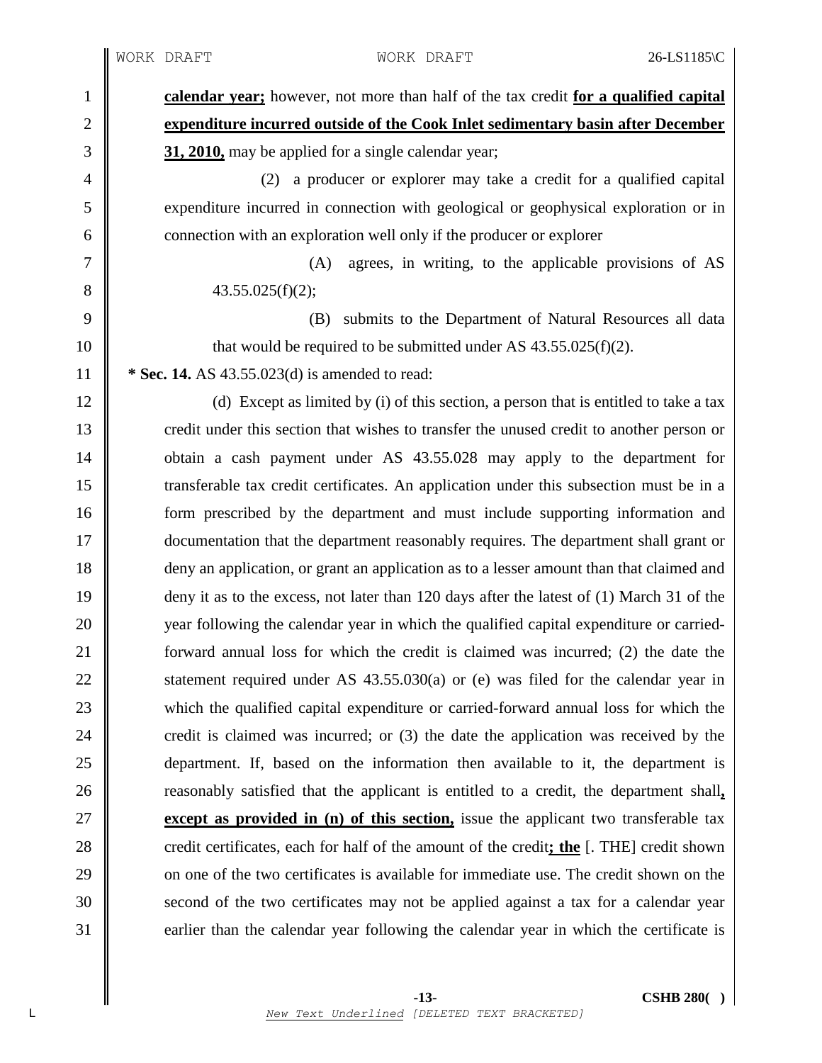**calendar year;** however, not more than half of the tax credit **for a qualified capital expenditure incurred outside of the Cook Inlet sedimentary basin after December 31, 2010,** may be applied for a single calendar year;

(2) a producer or explorer may take a credit for a qualified capital expenditure incurred in connection with geological or geophysical exploration or in connection with an exploration well only if the producer or explorer

(A) agrees, in writing, to the applicable provisions of AS 43.55.025(f)(2);

(B) submits to the Department of Natural Resources all data that would be required to be submitted under AS 43.55.025(f)(2).

**\* Sec. 14.** AS 43.55.023(d) is amended to read:

(d) Except as limited by (i) of this section, a person that is entitled to take a tax credit under this section that wishes to transfer the unused credit to another person or obtain a cash payment under AS 43.55.028 may apply to the department for transferable tax credit certificates. An application under this subsection must be in a form prescribed by the department and must include supporting information and documentation that the department reasonably requires. The department shall grant or deny an application, or grant an application as to a lesser amount than that claimed and deny it as to the excess, not later than 120 days after the latest of (1) March 31 of the year following the calendar year in which the qualified capital expenditure or carried-forward annual loss for which the credit is claimed was incurred; (2) the date the statement required under AS 43.55.030(a) or (e) was filed for the calendar year in which the qualified capital expenditure or carried-forward annual loss for which the credit is claimed was incurred; or (3) the date the application was received by the department. If, based on the information then available to it, the department is reasonably satisfied that the applicant is entitled to a credit, the department shall**, except as provided in (n) of this section,** issue the applicant two transferable tax credit certificates, each for half of the amount of the credit**; the** [. THE] credit shown on one of the two certificates is available for immediate use. The credit shown on the second of the two certificates may not be applied against a tax for a calendar year earlier than the calendar year following the calendar year in which the certificate is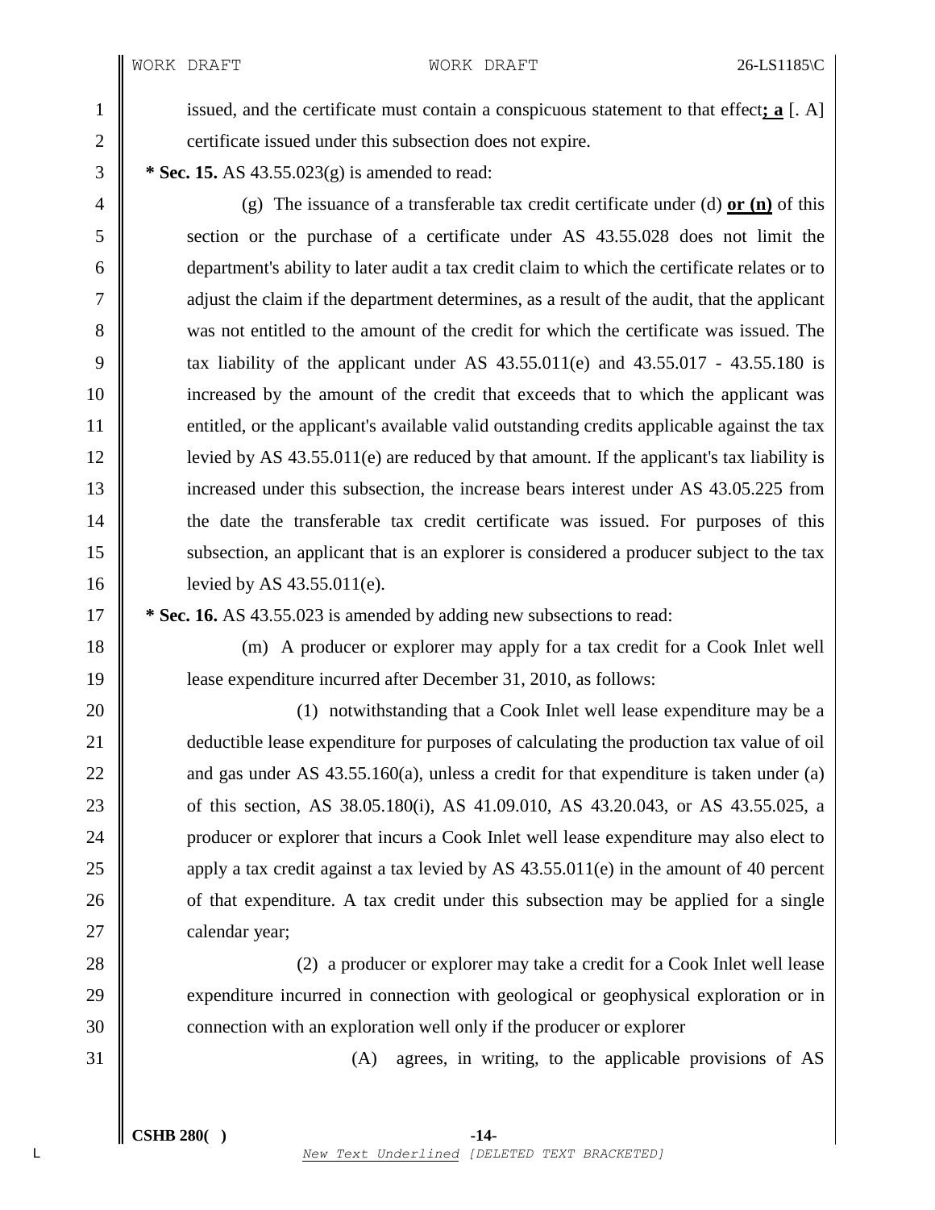issued, and the certificate must contain a conspicuous statement to that effect**; a** [. A] certificate issued under this subsection does not expire.

**\* Sec. 15.** AS 43.55.023(g) is amended to read:

(g) The issuance of a transferable tax credit certificate under (d) **or (n)** of this section or the purchase of a certificate under AS 43.55.028 does not limit the department's ability to later audit a tax credit claim to which the certificate relates or to adjust the claim if the department determines, as a result of the audit, that the applicant was not entitled to the amount of the credit for which the certificate was issued. The tax liability of the applicant under AS 43.55.011(e) and 43.55.017 - 43.55.180 is increased by the amount of the credit that exceeds that to which the applicant was entitled, or the applicant's available valid outstanding credits applicable against the tax levied by AS 43.55.011(e) are reduced by that amount. If the applicant's tax liability is increased under this subsection, the increase bears interest under AS 43.05.225 from the date the transferable tax credit certificate was issued. For purposes of this subsection, an applicant that is an explorer is considered a producer subject to the tax levied by AS 43.55.011(e).

**\* Sec. 16.** AS 43.55.023 is amended by adding new subsections to read:

(m) A producer or explorer may apply for a tax credit for a Cook Inlet well lease expenditure incurred after December 31, 2010, as follows:

(1) notwithstanding that a Cook Inlet well lease expenditure may be a deductible lease expenditure for purposes of calculating the production tax value of oil and gas under AS 43.55.160(a), unless a credit for that expenditure is taken under (a) of this section, AS 38.05.180(i), AS 41.09.010, AS 43.20.043, or AS 43.55.025, a producer or explorer that incurs a Cook Inlet well lease expenditure may also elect to apply a tax credit against a tax levied by AS 43.55.011(e) in the amount of 40 percent of that expenditure. A tax credit under this subsection may be applied for a single calendar year;

(2) a producer or explorer may take a credit for a Cook Inlet well lease expenditure incurred in connection with geological or geophysical exploration or in connection with an exploration well only if the producer or explorer

(A) agrees, in writing, to the applicable provisions of AS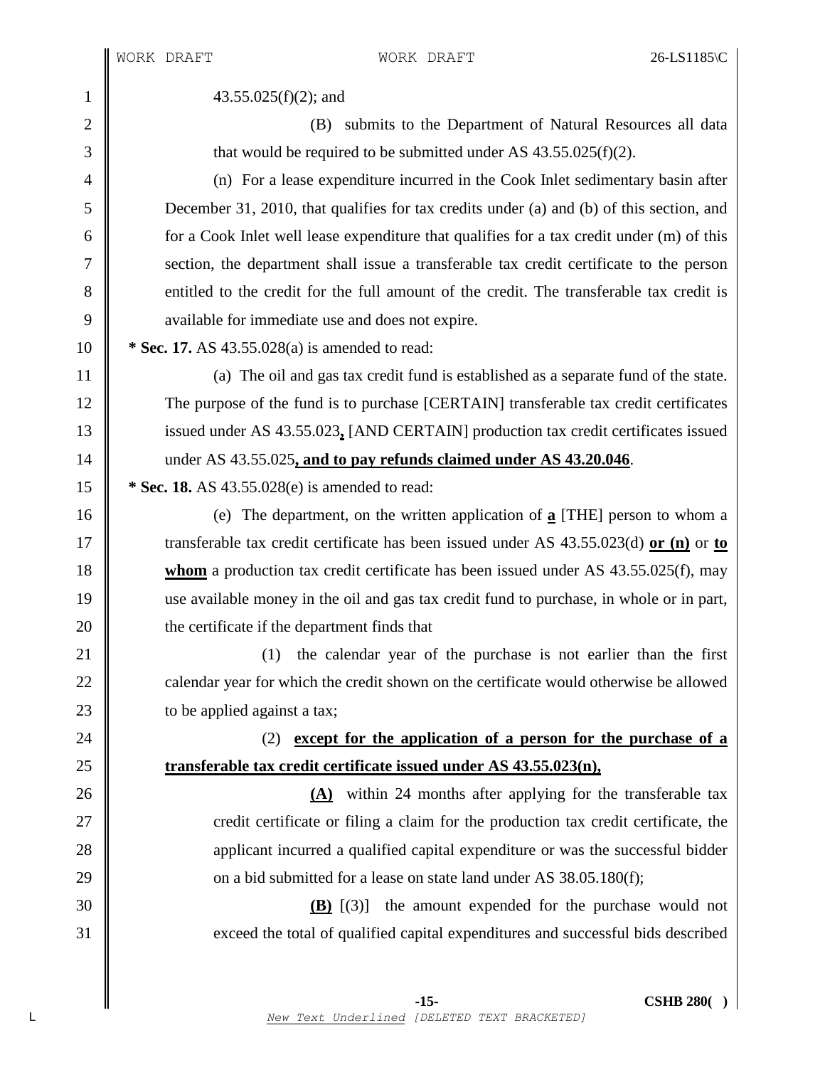43.55.025(f)(2); and

(B) submits to the Department of Natural Resources all data that would be required to be submitted under AS 43.55.025(f)(2).

(n) For a lease expenditure incurred in the Cook Inlet sedimentary basin after December 31, 2010, that qualifies for tax credits under (a) and (b) of this section, and for a Cook Inlet well lease expenditure that qualifies for a tax credit under (m) of this section, the department shall issue a transferable tax credit certificate to the person entitled to the credit for the full amount of the credit. The transferable tax credit is available for immediate use and does not expire.

**\* Sec. 17.** AS 43.55.028(a) is amended to read:

(a) The oil and gas tax credit fund is established as a separate fund of the state. The purpose of the fund is to purchase [CERTAIN] transferable tax credit certificates issued under AS 43.55.023**,** [AND CERTAIN] production tax credit certificates issued under AS 43.55.025**, and to pay refunds claimed under AS 43.20.046**.

**\* Sec. 18.** AS 43.55.028(e) is amended to read:

(e) The department, on the written application of **a** [THE] person to whom a transferable tax credit certificate has been issued under AS 43.55.023(d) **or (n)** or **to whom** a production tax credit certificate has been issued under AS 43.55.025(f), may use available money in the oil and gas tax credit fund to purchase, in whole or in part, the certificate if the department finds that

(1) the calendar year of the purchase is not earlier than the first calendar year for which the credit shown on the certificate would otherwise be allowed to be applied against a tax;

(2) **except for the application of a person for the purchase of a transferable tax credit certificate issued under AS 43.55.023(n),**

**(A)** within 24 months after applying for the transferable tax credit certificate or filing a claim for the production tax credit certificate, the applicant incurred a qualified capital expenditure or was the successful bidder on a bid submitted for a lease on state land under AS 38.05.180(f);

**(B)** [(3)] the amount expended for the purchase would not exceed the total of qualified capital expenditures and successful bids described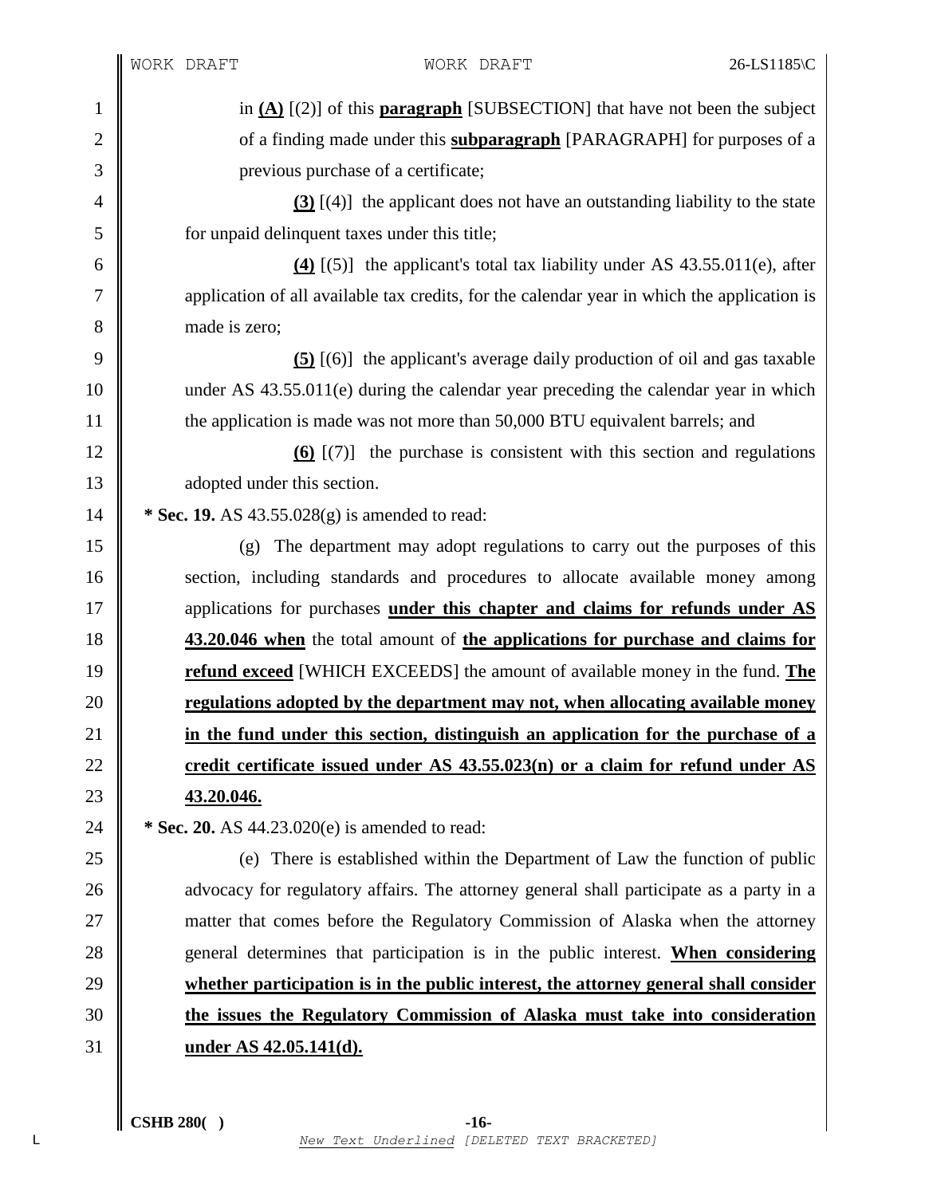in **(A)** [(2)] of this **paragraph** [SUBSECTION] that have not been the subject of a finding made under this **subparagraph** [PARAGRAPH] for purposes of a previous purchase of a certificate;

**(3)** [(4)] the applicant does not have an outstanding liability to the state for unpaid delinquent taxes under this title;

**(4)** [(5)] the applicant's total tax liability under AS 43.55.011(e), after application of all available tax credits, for the calendar year in which the application is made is zero;

**(5)** [(6)] the applicant's average daily production of oil and gas taxable under AS 43.55.011(e) during the calendar year preceding the calendar year in which the application is made was not more than 50,000 BTU equivalent barrels; and

**(6)** [(7)] the purchase is consistent with this section and regulations adopted under this section.

**\* Sec. 19.** AS 43.55.028(g) is amended to read:

(g) The department may adopt regulations to carry out the purposes of this section, including standards and procedures to allocate available money among applications for purchases **under this chapter and claims for refunds under AS 43.20.046 when** the total amount of **the applications for purchase and claims for refund exceed** [WHICH EXCEEDS] the amount of available money in the fund. **The regulations adopted by the department may not, when allocating available money in the fund under this section, distinguish an application for the purchase of a credit certificate issued under AS 43.55.023(n) or a claim for refund under AS 43.20.046.**

**\* Sec. 20.** AS 44.23.020(e) is amended to read:

(e) There is established within the Department of Law the function of public advocacy for regulatory affairs. The attorney general shall participate as a party in a matter that comes before the Regulatory Commission of Alaska when the attorney general determines that participation is in the public interest. **When considering whether participation is in the public interest, the attorney general shall consider the issues the Regulatory Commission of Alaska must take into consideration under AS 42.05.141(d).**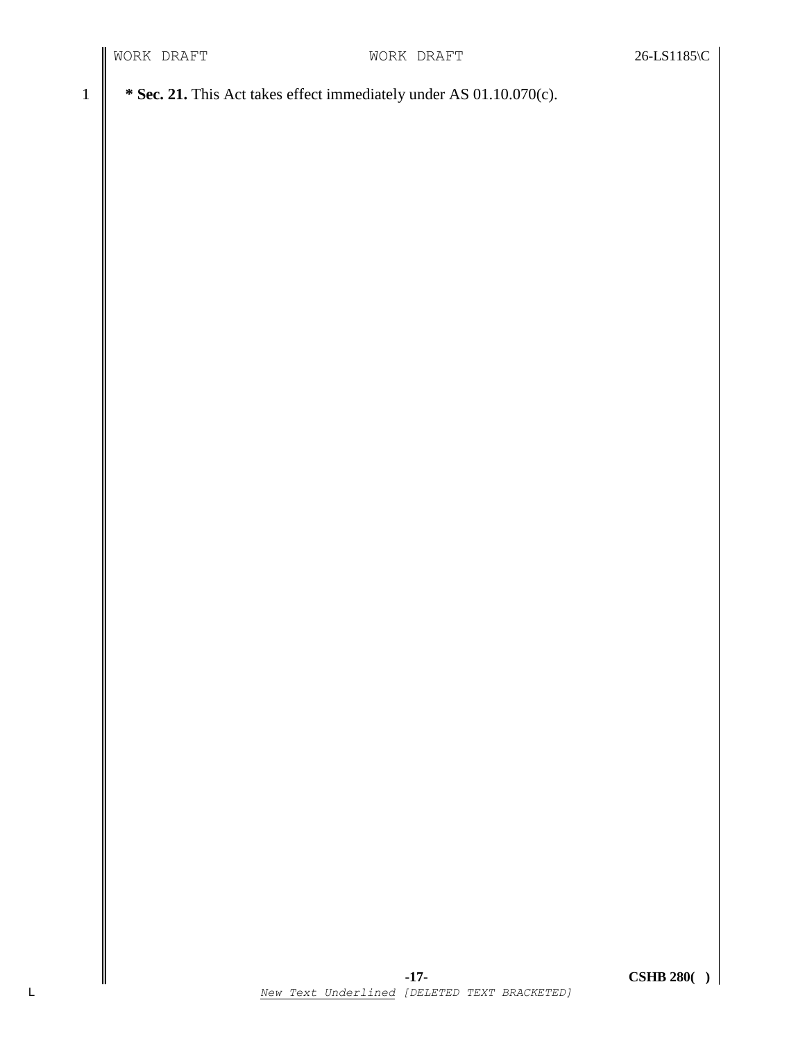**\* Sec. 21.** This Act takes effect immediately under AS 01.10.070(c).